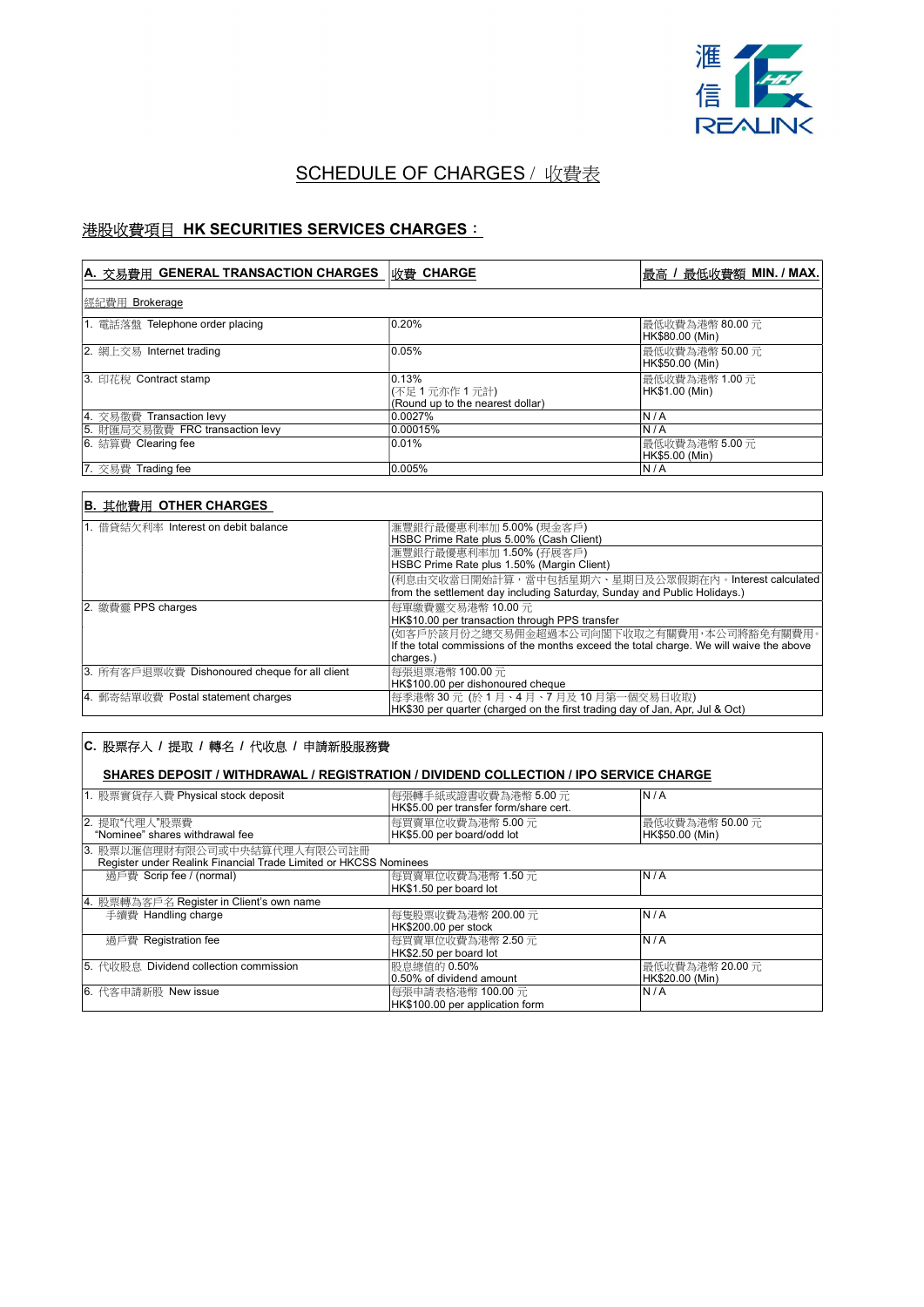滙信 REALINK

# SCHEDULE OF CHARGES / 收費表

## 港股收費項目 HK SECURITIES SERVICES CHARGES：

| A. 交易費用 GENERAL TRANSACTION CHARGES | 收費 CHARGE | 最高 / 最低收費額 MIN. / MAX. |
|---|---|---|
| 經紀費用 Brokerage | | |
| 1. 電話落盤 Telephone order placing | 0.20% | 最低收費為港幣 80.00 元<br>HK$80.00 (Min) |
| 2. 網上交易 Internet trading | 0.05% | 最低收費為港幣 50.00 元<br>HK$50.00 (Min) |
| 3. 印花稅 Contract stamp | 0.13%<br>(不足 1 元亦作 1 元計)<br>(Round up to the nearest dollar) | 最低收費為港幣 1.00 元<br>HK$1.00 (Min) |
| 4. 交易徵費 Transaction levy | 0.0027% | N / A |
| 5. 財匯局交易徵費 FRC transaction levy | 0.00015% | N / A |
| 6. 結算費 Clearing fee | 0.01% | 最低收費為港幣 5.00 元<br>HK$5.00 (Min) |
| 7. 交易費 Trading fee | 0.005% | N / A |

| B. 其他費用 OTHER CHARGES | |
|---|---|
| 1. 借貸結欠利率 Interest on debit balance | 滙豐銀行最優惠利率加 5.00% (現金客戶)<br>HSBC Prime Rate plus 5.00% (Cash Client) |
| | 滙豐銀行最優惠利率加 1.50% (孖展客戶)<br>HSBC Prime Rate plus 1.50% (Margin Client) |
| | (利息由交收當日開始計算，當中包括星期六、星期日及公眾假期在內。Interest calculated from the settlement day including Saturday, Sunday and Public Holidays.) |
| 2. 繳費靈 PPS charges | 每單繳費靈交易港幣 10.00 元<br>HK$10.00 per transaction through PPS transfer |
| | (如客戶於該月份之總交易佣金超過本公司向閣下收取之有關費用，本公司將豁免有關費用。If the total commissions of the months exceed the total charge. We will waive the above charges.) |
| 3. 所有客戶退票收費 Dishonoured cheque for all client | 每張退票港幣 100.00 元<br>HK$100.00 per dishonoured cheque |
| 4. 郵寄結單收費 Postal statement charges | 每季港幣 30 元 (於 1 月、4 月、7 月及 10 月第一個交易日收取)<br>HK$30 per quarter (charged on the first trading day of Jan, Apr, Jul & Oct) |

| C. 股票存入 / 提取 / 轉名 / 代收息 / 申請新股服務費<br>SHARES DEPOSIT / WITHDRAWAL / REGISTRATION / DIVIDEND COLLECTION / IPO SERVICE CHARGE | | |
|---|---|---|
| 1. 股票實貨存入費 Physical stock deposit | 每張轉手紙或證書收費為港幣 5.00 元<br>HK$5.00 per transfer form/share cert. | N / A |
| 2. 提取"代理人"股票費<br>"Nominee" shares withdrawal fee | 每買賣單位收費為港幣 5.00 元<br>HK$5.00 per board/odd lot | 最低收費為港幣 50.00 元<br>HK$50.00 (Min) |
| 3. 股票以滙信理財有限公司或中央結算代理人有限公司註冊<br>Register under Realink Financial Trade Limited or HKCSS Nominees | | |
| 過戶費 Scrip fee / (normal) | 每買賣單位收費為港幣 1.50 元<br>HK$1.50 per board lot | N / A |
| 4. 股票轉為客戶名 Register in Client's own name | | |
| 手續費 Handling charge | 每隻股票收費為港幣 200.00 元<br>HK$200.00 per stock | N / A |
| 過戶費 Registration fee | 每買賣單位收費為港幣 2.50 元<br>HK$2.50 per board lot | N / A |
| 5. 代收股息 Dividend collection commission | 股息總值的 0.50%<br>0.50% of dividend amount | 最低收費為港幣 20.00 元<br>HK$20.00 (Min) |
| 6. 代客申請新股 New issue | 每張申請表格港幣 100.00 元<br>HK$100.00 per application form | N / A |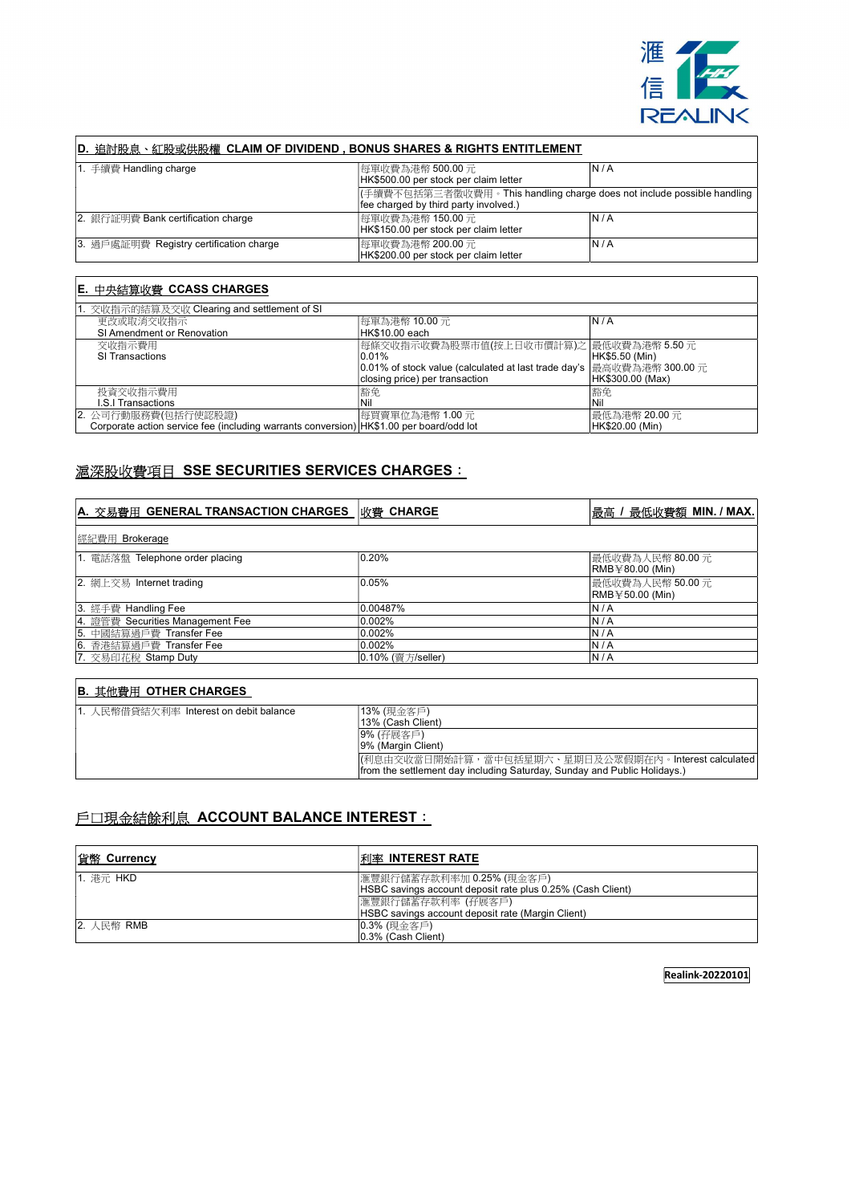| D. 追討股息、紅股或供股權 CLAIM OF DIVIDEND , BONUS SHARES & RIGHTS ENTITLEMENT | | |
|---|---|---|
| 1. 手續費 Handling charge | 每單收費為港幣 500.00 元<br>HK$500.00 per stock per claim letter | N / A |
| | (手續費不包括第三者徵收費用。This handling charge does not include possible handling fee charged by third party involved.) | |
| 2. 銀行証明費 Bank certification charge | 每單收費為港幣 150.00 元<br>HK$150.00 per stock per claim letter | N / A |
| 3. 過戶處証明費 Registry certification charge | 每單收費為港幣 200.00 元<br>HK$200.00 per stock per claim letter | N / A |

| E. 中央結算收費 CCASS CHARGES | | |
|---|---|---|
| 1. 交收指示的結算及交收 Clearing and settlement of SI | | |
| 更改或取消交收指示<br>SI Amendment or Renovation | 每單為港幣 10.00 元<br>HK$10.00 each | N / A |
| 交收指示費用<br>SI Transactions | 每條交收指示收費為股票市值(按上日收市價計算)之 0.01%<br>0.01% of stock value (calculated at last trade day's closing price) per transaction | 最低收費為港幣 5.50 元<br>HK$5.50 (Min)<br>最高收費為港幣 300.00 元<br>HK$300.00 (Max) |
| 投資交收指示費用<br>I.S.I Transactions | 豁免<br>Nil | 豁免<br>Nil |
| 2. 公司行動服務費(包括行使認股證)<br>Corporate action service fee (including warrants conversion) | 每買賣單位為港幣 1.00 元<br>HK$1.00 per board/odd lot | 最低為港幣 20.00 元<br>HK$20.00 (Min) |

## 滬深股收費項目 SSE SECURITIES SERVICES CHARGES：

| A. 交易費用 GENERAL TRANSACTION CHARGES | 收費 CHARGE | 最高 / 最低收費額 MIN. / MAX. |
|---|---|---|
| 經紀費用 Brokerage | | |
| 1. 電話落盤 Telephone order placing | 0.20% | 最低收費為人民幣 80.00 元<br>RMB￥80.00 (Min) |
| 2. 網上交易 Internet trading | 0.05% | 最低收費為人民幣 50.00 元<br>RMB￥50.00 (Min) |
| 3. 經手費 Handling Fee | 0.00487% | N / A |
| 4. 證管費 Securities Management Fee | 0.002% | N / A |
| 5. 中國結算過戶費 Transfer Fee | 0.002% | N / A |
| 6. 香港結算過戶費 Transfer Fee | 0.002% | N / A |
| 7. 交易印花稅 Stamp Duty | 0.10% (賣方/seller) | N / A |

| B. 其他費用 OTHER CHARGES | |
|---|---|
| 1. 人民幣借貸結欠利率 Interest on debit balance | 13% (現金客戶)<br>13% (Cash Client) |
| | 9% (孖展客戶)<br>9% (Margin Client) |
| | (利息由交收當日開始計算，當中包括星期六、星期日及公眾假期在內。Interest calculated from the settlement day including Saturday, Sunday and Public Holidays.) |

## 戶口現金結餘利息 ACCOUNT BALANCE INTEREST：

| 貨幣 Currency | 利率 INTEREST RATE |
|---|---|
| 1. 港元 HKD | 滙豐銀行儲蓄存款利率加 0.25% (現金客戶)<br>HSBC savings account deposit rate plus 0.25% (Cash Client) |
| | 滙豐銀行儲蓄存款利率 (孖展客戶)<br>HSBC savings account deposit rate (Margin Client) |
| 2. 人民幣 RMB | 0.3% (現金客戶)<br>0.3% (Cash Client) |

Realink-20220101